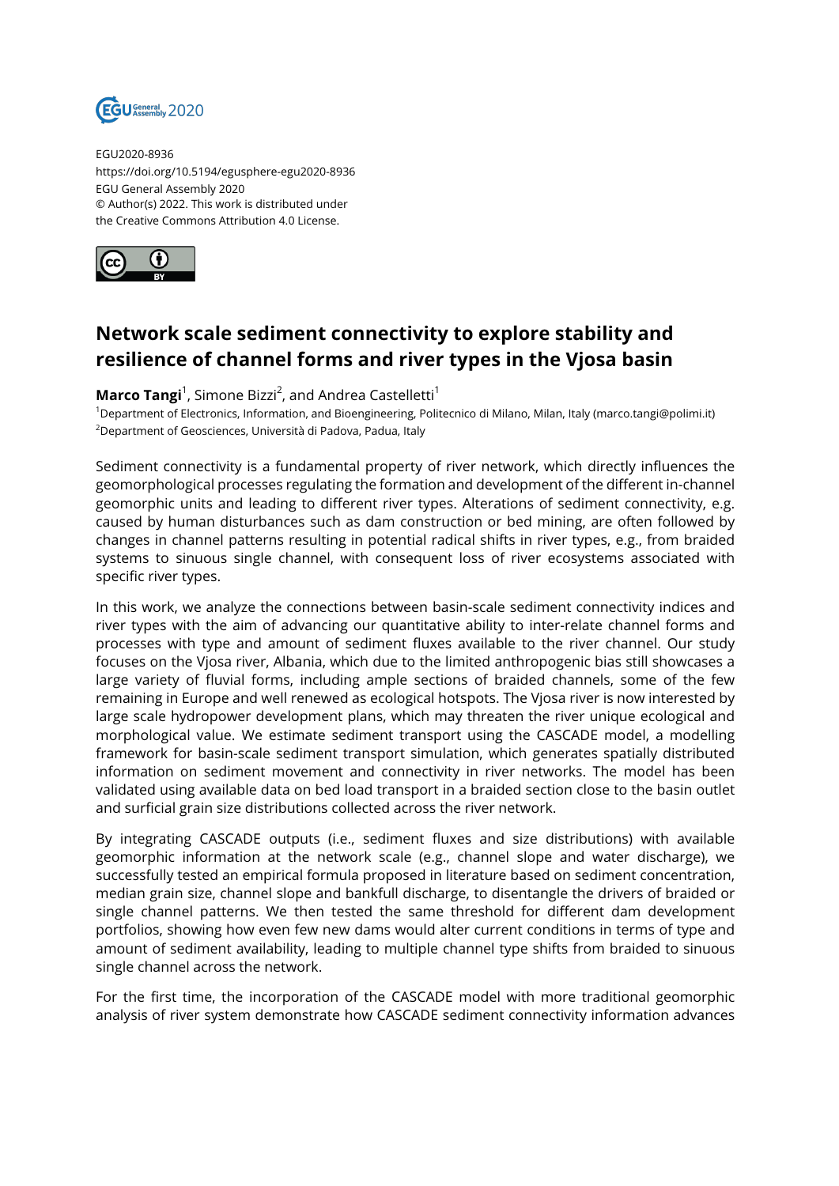EGU2020-8936
https://doi.org/10.5194/egusphere-egu2020-8936
EGU General Assembly 2020
© Author(s) 2022. This work is distributed under
the Creative Commons Attribution 4.0 License.

# Network scale sediment connectivity to explore stability and resilience of channel forms and river types in the Vjosa basin

**Marco Tangi**[1], Simone Bizzi[2], and Andrea Castelletti[1]

[1]Department of Electronics, Information, and Bioengineering, Politecnico di Milano, Milan, Italy (marco.tangi@polimi.it)
[2]Department of Geosciences, Università di Padova, Padua, Italy

Sediment connectivity is a fundamental property of river network, which directly influences the geomorphological processes regulating the formation and development of the different in-channel geomorphic units and leading to different river types. Alterations of sediment connectivity, e.g. caused by human disturbances such as dam construction or bed mining, are often followed by changes in channel patterns resulting in potential radical shifts in river types, e.g., from braided systems to sinuous single channel, with consequent loss of river ecosystems associated with specific river types.

In this work, we analyze the connections between basin-scale sediment connectivity indices and river types with the aim of advancing our quantitative ability to inter-relate channel forms and processes with type and amount of sediment fluxes available to the river channel. Our study focuses on the Vjosa river, Albania, which due to the limited anthropogenic bias still showcases a large variety of fluvial forms, including ample sections of braided channels, some of the few remaining in Europe and well renewed as ecological hotspots. The Vjosa river is now interested by large scale hydropower development plans, which may threaten the river unique ecological and morphological value. We estimate sediment transport using the CASCADE model, a modelling framework for basin-scale sediment transport simulation, which generates spatially distributed information on sediment movement and connectivity in river networks. The model has been validated using available data on bed load transport in a braided section close to the basin outlet and surficial grain size distributions collected across the river network.

By integrating CASCADE outputs (i.e., sediment fluxes and size distributions) with available geomorphic information at the network scale (e.g., channel slope and water discharge), we successfully tested an empirical formula proposed in literature based on sediment concentration, median grain size, channel slope and bankfull discharge, to disentangle the drivers of braided or single channel patterns. We then tested the same threshold for different dam development portfolios, showing how even few new dams would alter current conditions in terms of type and amount of sediment availability, leading to multiple channel type shifts from braided to sinuous single channel across the network.

For the first time, the incorporation of the CASCADE model with more traditional geomorphic analysis of river system demonstrate how CASCADE sediment connectivity information advances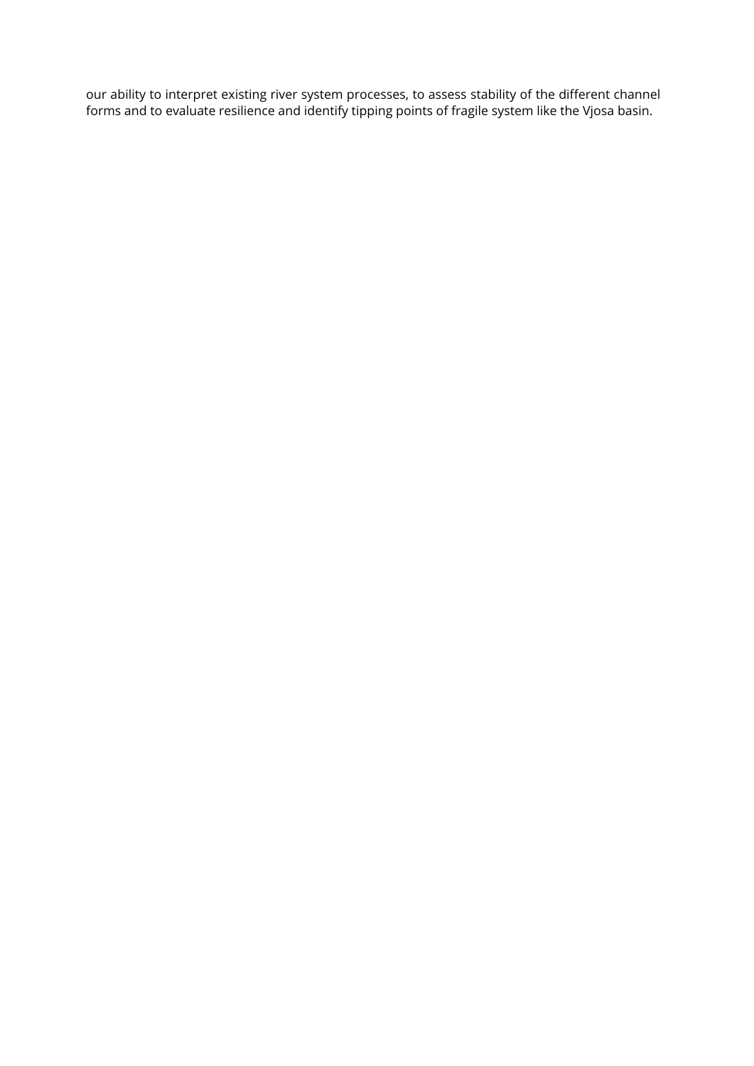our ability to interpret existing river system processes, to assess stability of the different channel forms and to evaluate resilience and identify tipping points of fragile system like the Vjosa basin.